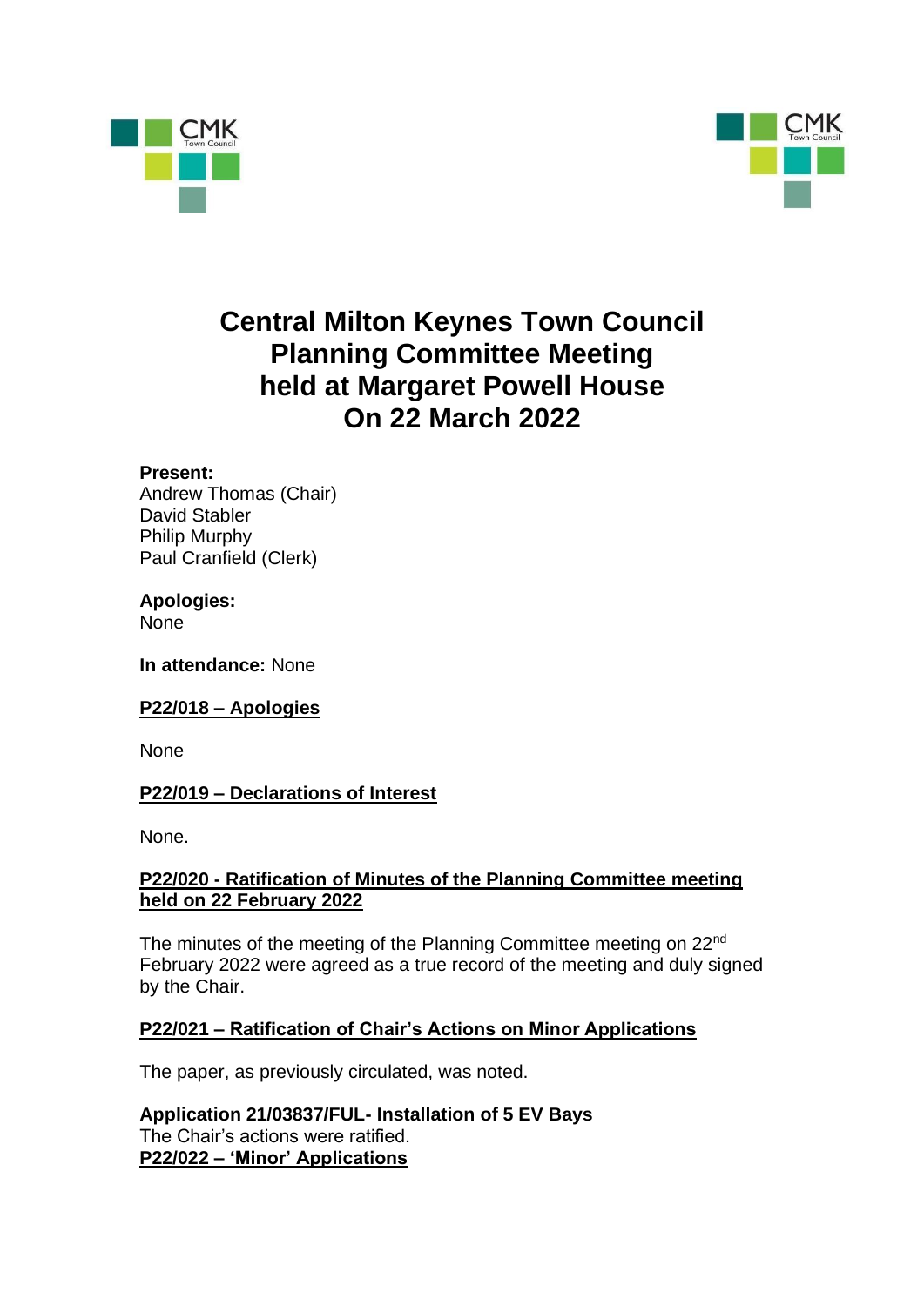# Central Milton Keynes Town Council Planning Committee Meeting held at Margaret Powell House On 22 March 2022

**Present:**
Andrew Thomas (Chair)
David Stabler
Philip Murphy
Paul Cranfield (Clerk)

**Apologies:**
None

**In attendance:** None

## P22/018 – Apologies

None

## P22/019 – Declarations of Interest

None.

## P22/020 - Ratification of Minutes of the Planning Committee meeting held on 22 February 2022

The minutes of the meeting of the Planning Committee meeting on 22nd February 2022 were agreed as a true record of the meeting and duly signed by the Chair.

## P22/021 – Ratification of Chair's Actions on Minor Applications

The paper, as previously circulated, was noted.

**Application 21/03837/FUL- Installation of 5 EV Bays**
The Chair's actions were ratified.

## P22/022 – 'Minor' Applications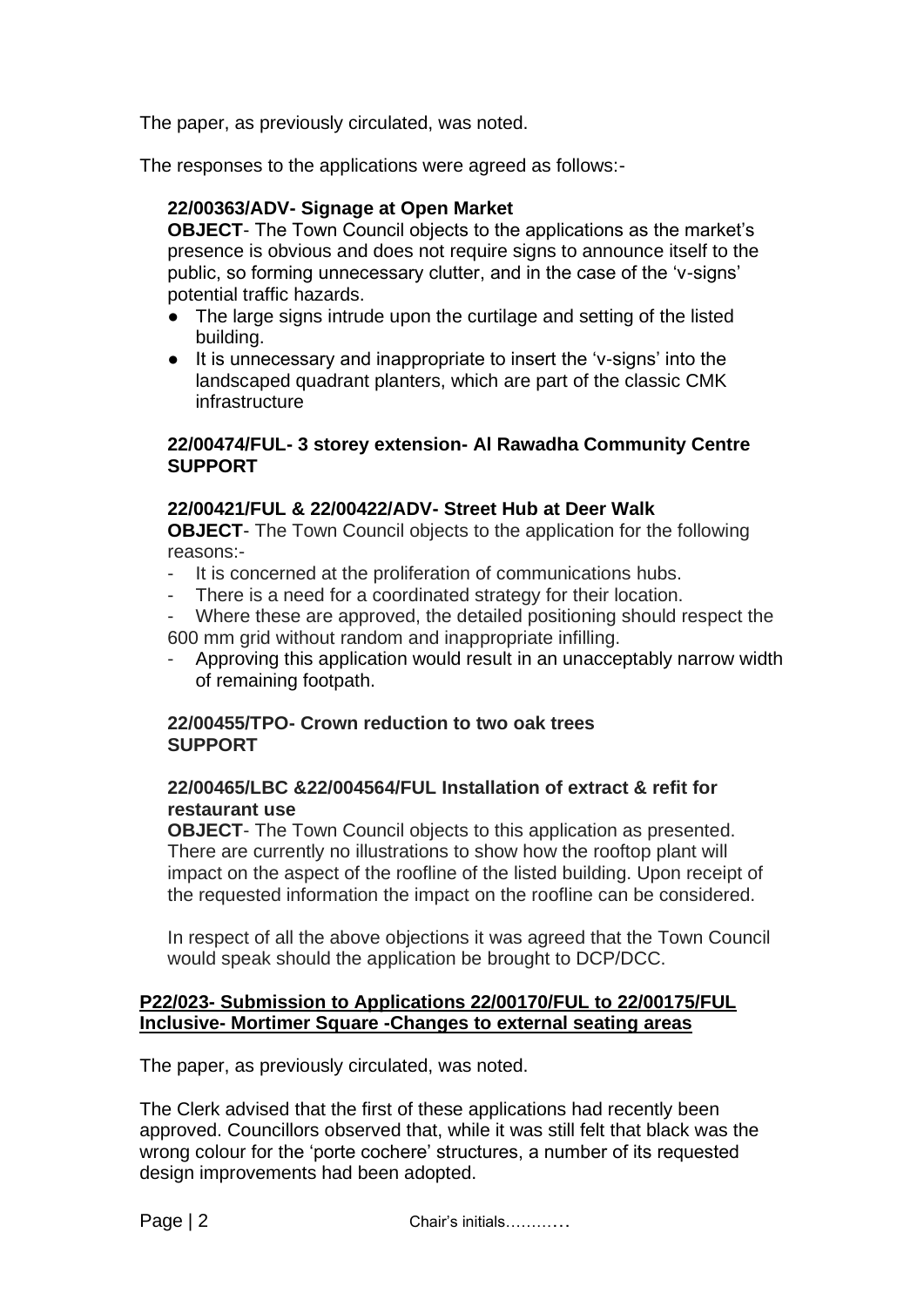The paper, as previously circulated, was noted.

The responses to the applications were agreed as follows:-

**22/00363/ADV- Signage at Open Market**

**OBJECT**- The Town Council objects to the applications as the market's presence is obvious and does not require signs to announce itself to the public, so forming unnecessary clutter, and in the case of the 'v-signs' potential traffic hazards.

- The large signs intrude upon the curtilage and setting of the listed building.
- It is unnecessary and inappropriate to insert the 'v-signs' into the landscaped quadrant planters, which are part of the classic CMK infrastructure

**22/00474/FUL- 3 storey extension- Al Rawadha Community Centre**
**SUPPORT**

**22/00421/FUL & 22/00422/ADV- Street Hub at Deer Walk**

**OBJECT**- The Town Council objects to the application for the following reasons:-

- It is concerned at the proliferation of communications hubs.
- There is a need for a coordinated strategy for their location.
- Where these are approved, the detailed positioning should respect the 600 mm grid without random and inappropriate infilling.
- Approving this application would result in an unacceptably narrow width of remaining footpath.

**22/00455/TPO- Crown reduction to two oak trees**
**SUPPORT**

**22/00465/LBC &22/004564/FUL Installation of extract & refit for restaurant use**

**OBJECT**- The Town Council objects to this application as presented. There are currently no illustrations to show how the rooftop plant will impact on the aspect of the roofline of the listed building. Upon receipt of the requested information the impact on the roofline can be considered.

In respect of all the above objections it was agreed that the Town Council would speak should the application be brought to DCP/DCC.

**P22/023- Submission to Applications 22/00170/FUL to 22/00175/FUL Inclusive- Mortimer Square -Changes to external seating areas**

The paper, as previously circulated, was noted.

The Clerk advised that the first of these applications had recently been approved. Councillors observed that, while it was still felt that black was the wrong colour for the 'porte cochere' structures, a number of its requested design improvements had been adopted.

Chair's initials………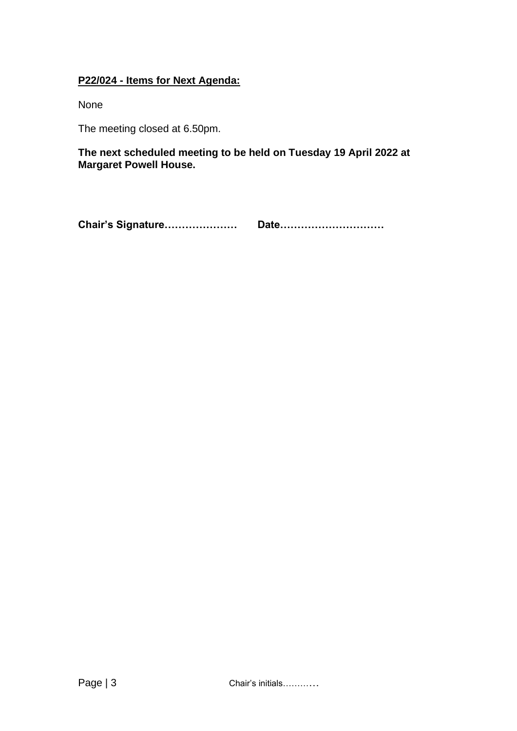**P22/024 - Items for Next Agenda:**

None

The meeting closed at 6.50pm.

**The next scheduled meeting to be held on Tuesday 19 April 2022 at Margaret Powell House.**

**Chair's Signature…………………      Date…………………………**

Chair's initials…….….